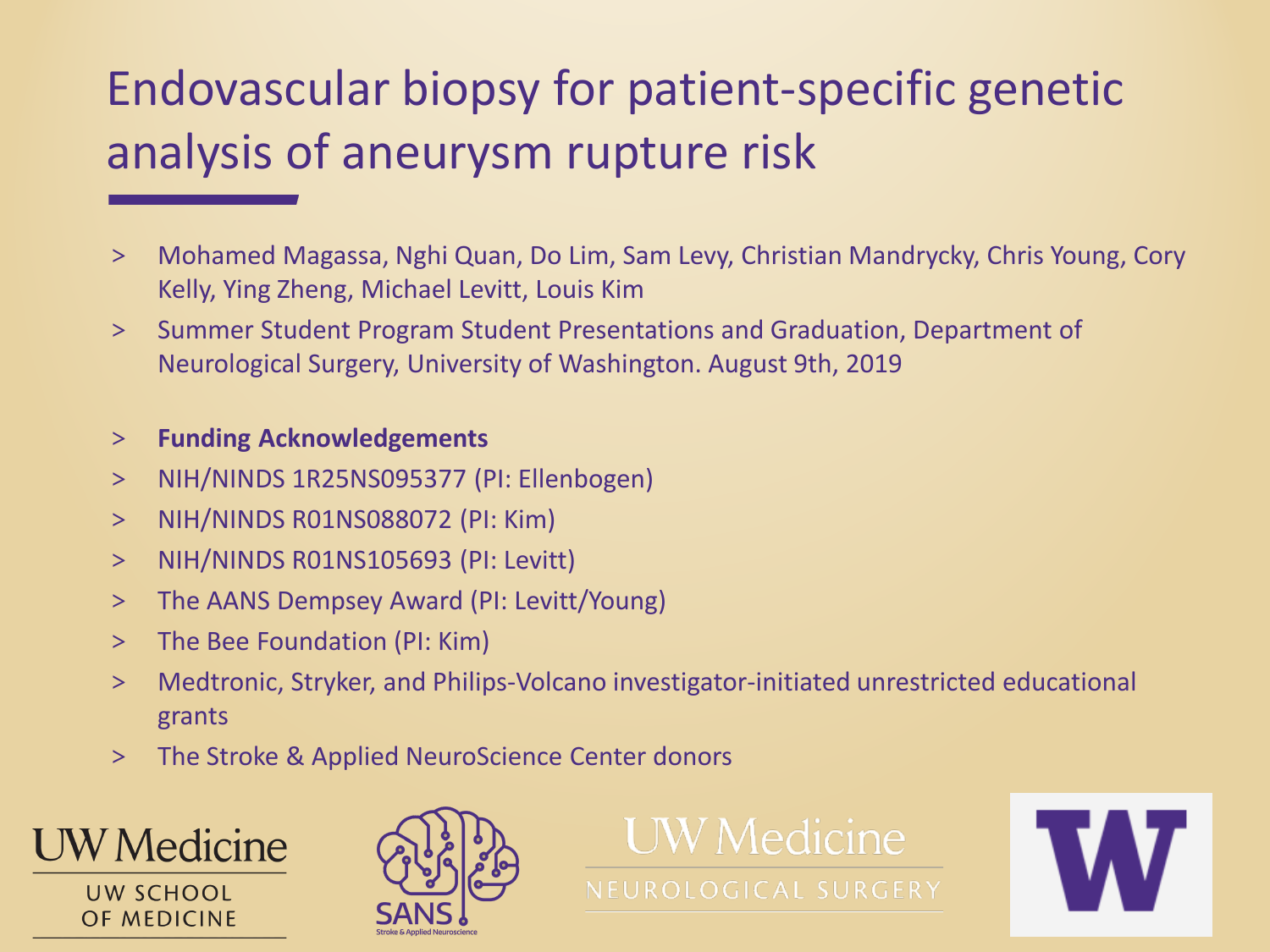# Endovascular biopsy for patient-specific genetic analysis of aneurysm rupture risk

- Mohamed Magassa, Nghi Quan, Do Lim, Sam Levy, Christian Mandrycky, Chris Young, Cory Kelly, Ying Zheng, Michael Levitt, Louis Kim
- Summer Student Program Student Presentations and Graduation, Department of Neurological Surgery, University of Washington. August 9th, 2019

- **Funding Acknowledgements**
- NIH/NINDS 1R25NS095377 (PI: Ellenbogen)
- NIH/NINDS R01NS088072 (PI: Kim)
- NIH/NINDS R01NS105693 (PI: Levitt)
- The AANS Dempsey Award (PI: Levitt/Young)
- The Bee Foundation (PI: Kim)
- Medtronic, Stryker, and Philips-Volcano investigator-initiated unrestricted educational grants
- The Stroke & Applied NeuroScience Center donors

UW Medicine
UW SCHOOL OF MEDICINE

SANS
Stroke & Applied Neuroscience

UW Medicine
NEUROLOGICAL SURGERY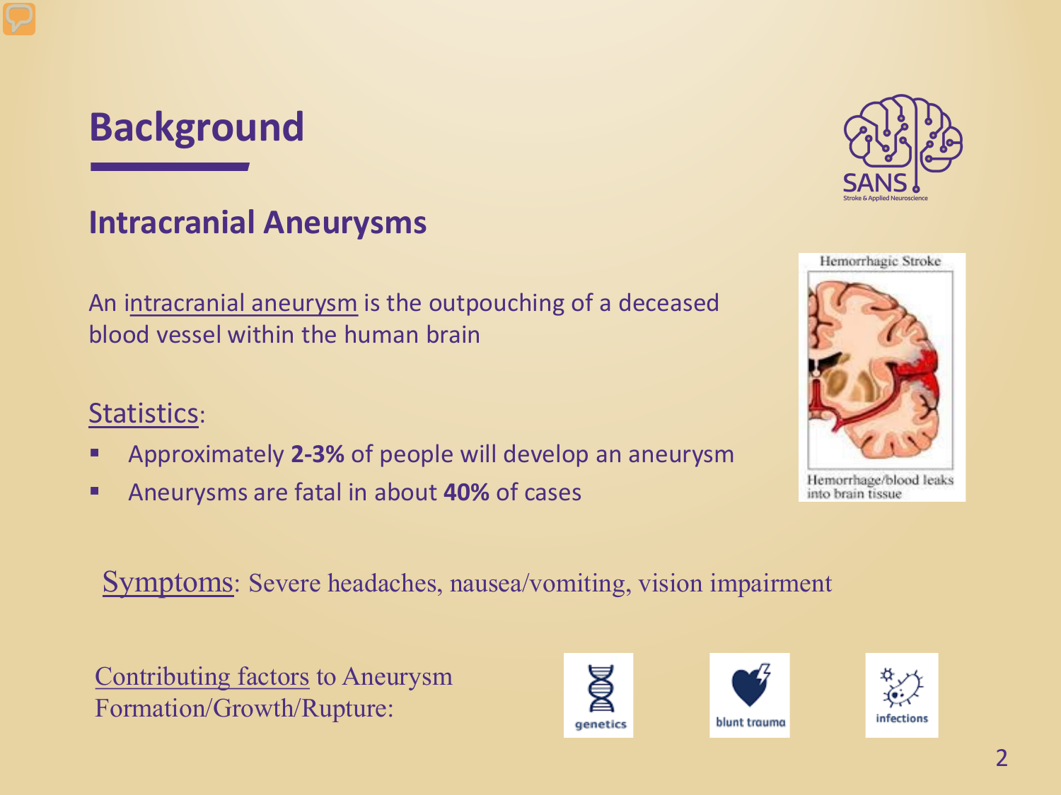# Background

## Intracranial Aneurysms

An intracranial aneurysm is the outpouching of a deceased blood vessel within the human brain

Statistics:

- Approximately **2-3%** of people will develop an aneurysm
- Aneurysms are fatal in about **40%** of cases

Symptoms: Severe headaches, nausea/vomiting, vision impairment

Contributing factors to Aneurysm Formation/Growth/Rupture:

genetics

blunt trauma

infections

Hemorrhagic Stroke

Hemorrhage/blood leaks into brain tissue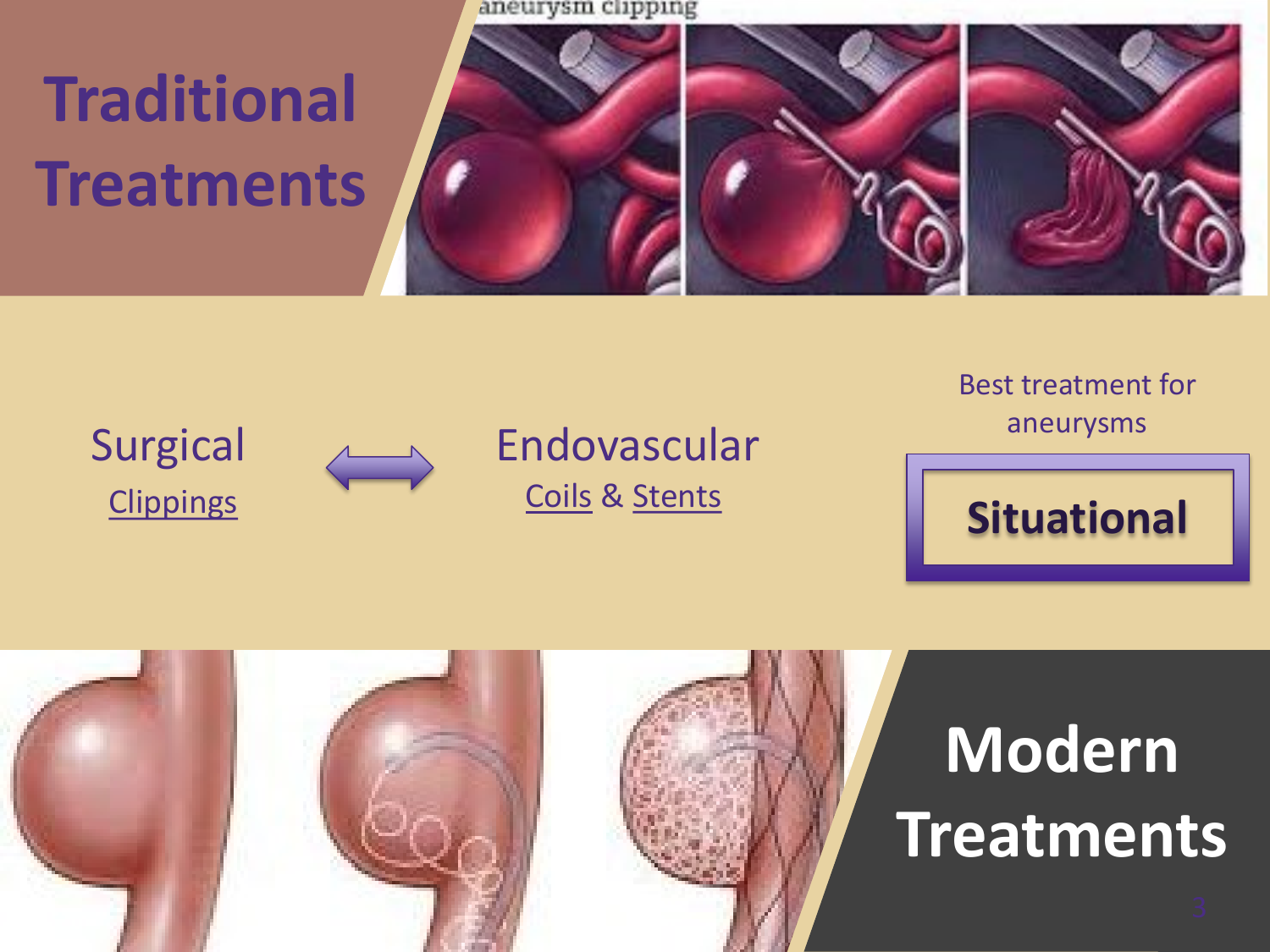# Traditional Treatments

aneurysm clipping

Surgical
Clippings

↔

Endovascular
Coils & Stents

Best treatment for aneurysms

**Situational**

# Modern Treatments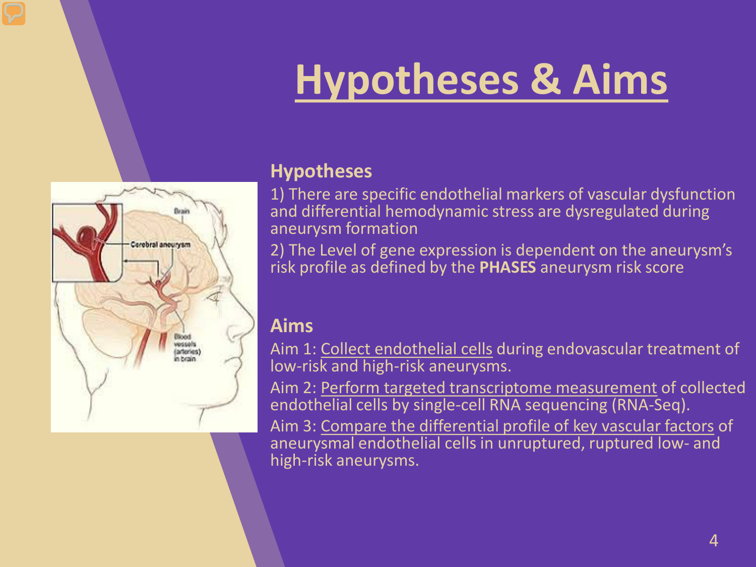# Hypotheses & Aims

**Hypotheses**

1) There are specific endothelial markers of vascular dysfunction and differential hemodynamic stress are dysregulated during aneurysm formation

2) The Level of gene expression is dependent on the aneurysm's risk profile as defined by the **PHASES** aneurysm risk score

**Aims**

Aim 1: Collect endothelial cells during endovascular treatment of low-risk and high-risk aneurysms.

Aim 2: Perform targeted transcriptome measurement of collected endothelial cells by single-cell RNA sequencing (RNA-Seq).

Aim 3: Compare the differential profile of key vascular factors of aneurysmal endothelial cells in unruptured, ruptured low- and high-risk aneurysms.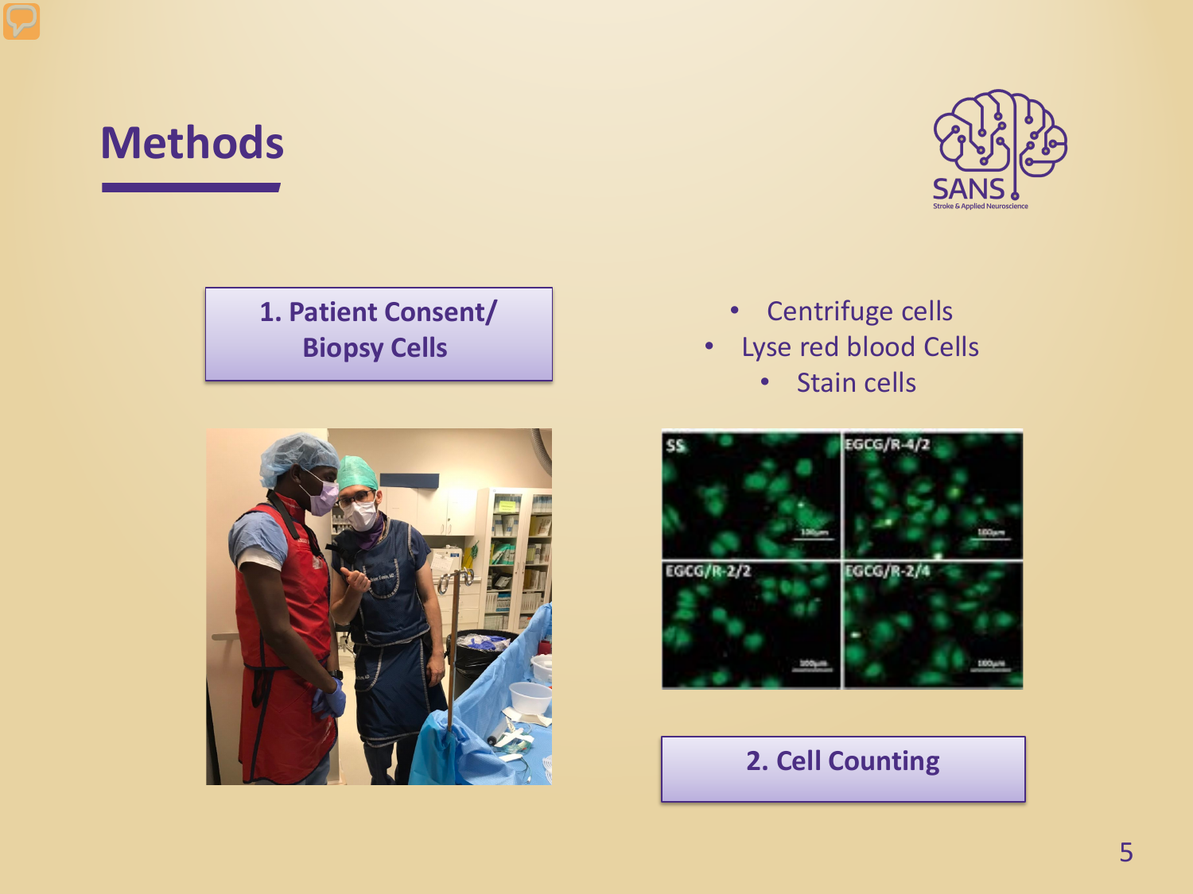# Methods

**1. Patient Consent/ Biopsy Cells**

- Centrifuge cells
- Lyse red blood Cells
- Stain cells

**2. Cell Counting**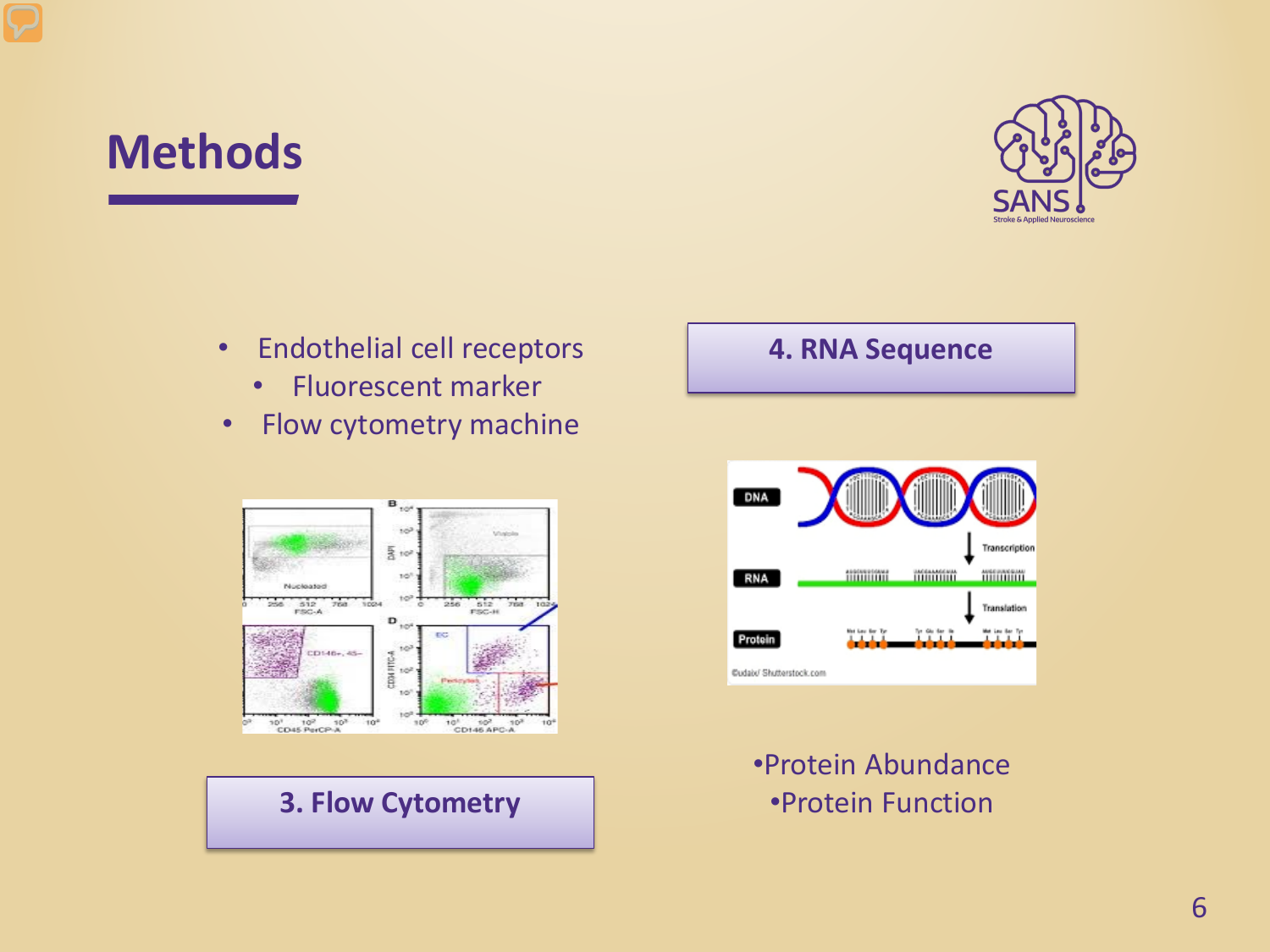# Methods

- Endothelial cell receptors
  - Fluorescent marker
- Flow cytometry machine

**3. Flow Cytometry**

**4. RNA Sequence**

- Protein Abundance
- Protein Function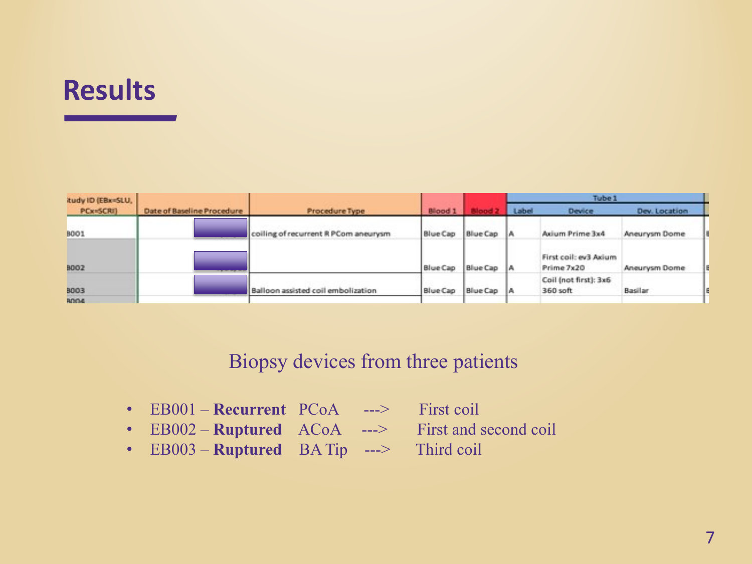# Results

| tudy ID (EBx=SLU, PCx=SCRI) | Date of Baseline Procedure | Procedure Type | Blood 1 | Blood 2 | Tube 1 | | |
|---|---|---|---|---|---|---|---|
| | | | | | Label | Device | Dev. Location |
| B001 | | coiling of recurrent R PCom aneurysm | Blue Cap | Blue Cap | A | Axium Prime 3x4 | Aneurysm Dome |
| B002 | | | Blue Cap | Blue Cap | A | First coil: ev3 Axium Prime 7x20 | Aneurysm Dome |
| B003 | | Balloon assisted coil embolization | Blue Cap | Blue Cap | A | Coil (not first): 3x6 360 soft | Basilar |
| B004 | | | | | | | |

Biopsy devices from three patients

- EB001 – **Recurrent** PCoA ---> First coil
- EB002 – **Ruptured** ACoA ---> First and second coil
- EB003 – **Ruptured** BA Tip ---> Third coil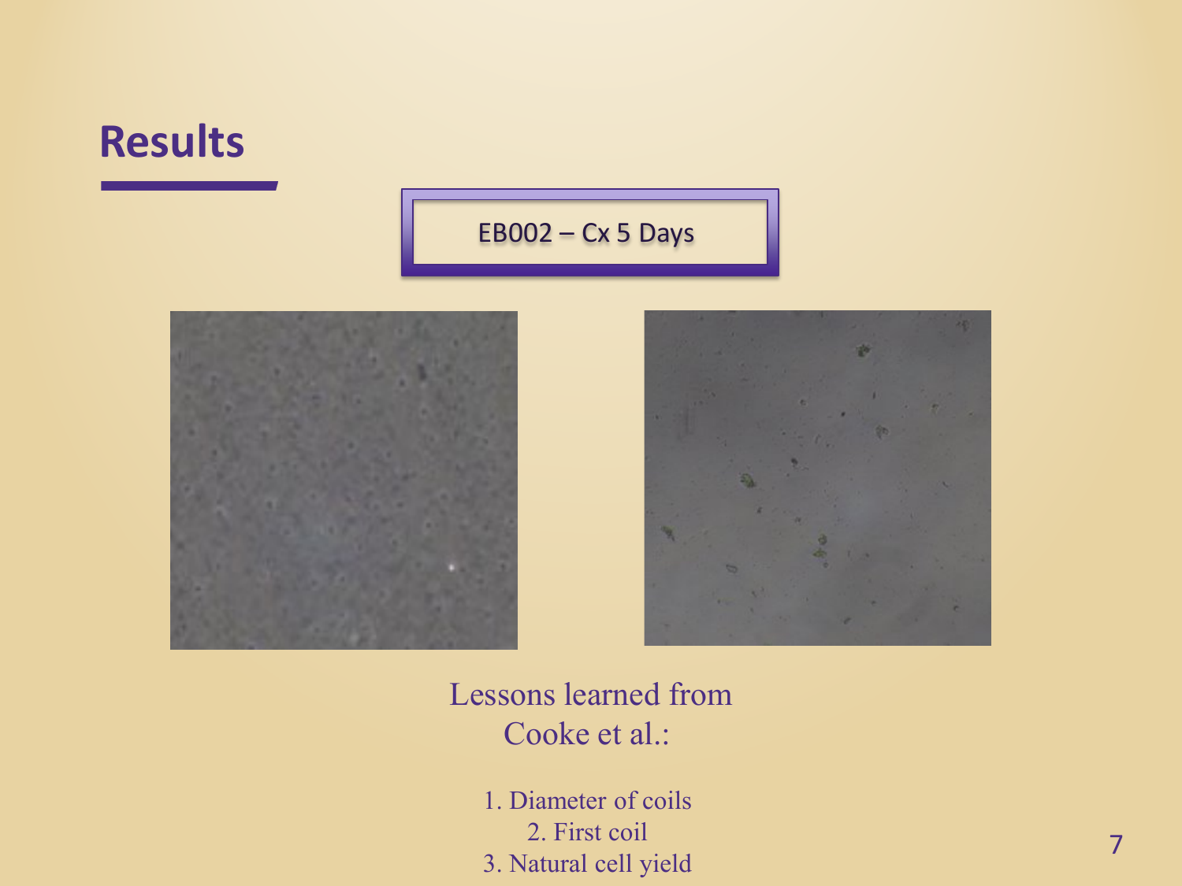# Results

EB002 – Cx 5 Days

Lessons learned from Cooke et al.:

1. Diameter of coils
2. First coil
3. Natural cell yield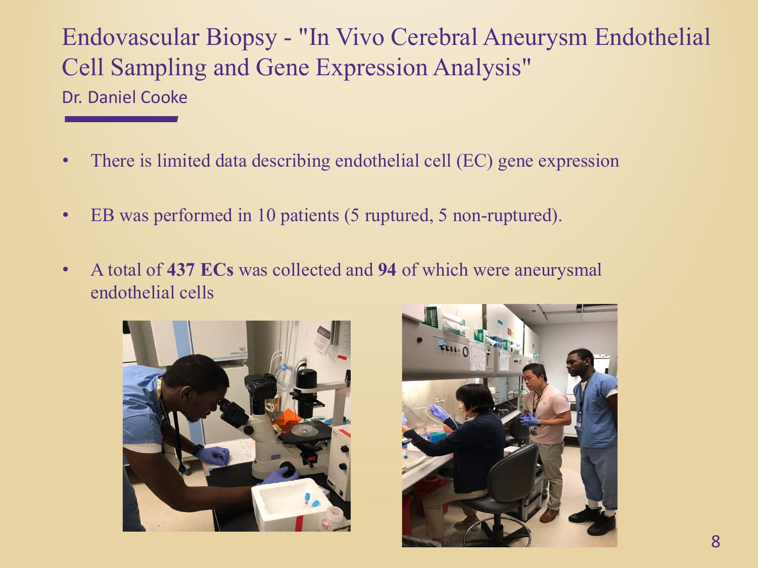# Endovascular Biopsy - "In Vivo Cerebral Aneurysm Endothelial Cell Sampling and Gene Expression Analysis"

Dr. Daniel Cooke

- There is limited data describing endothelial cell (EC) gene expression
- EB was performed in 10 patients (5 ruptured, 5 non-ruptured).
- A total of **437 ECs** was collected and **94** of which were aneurysmal endothelial cells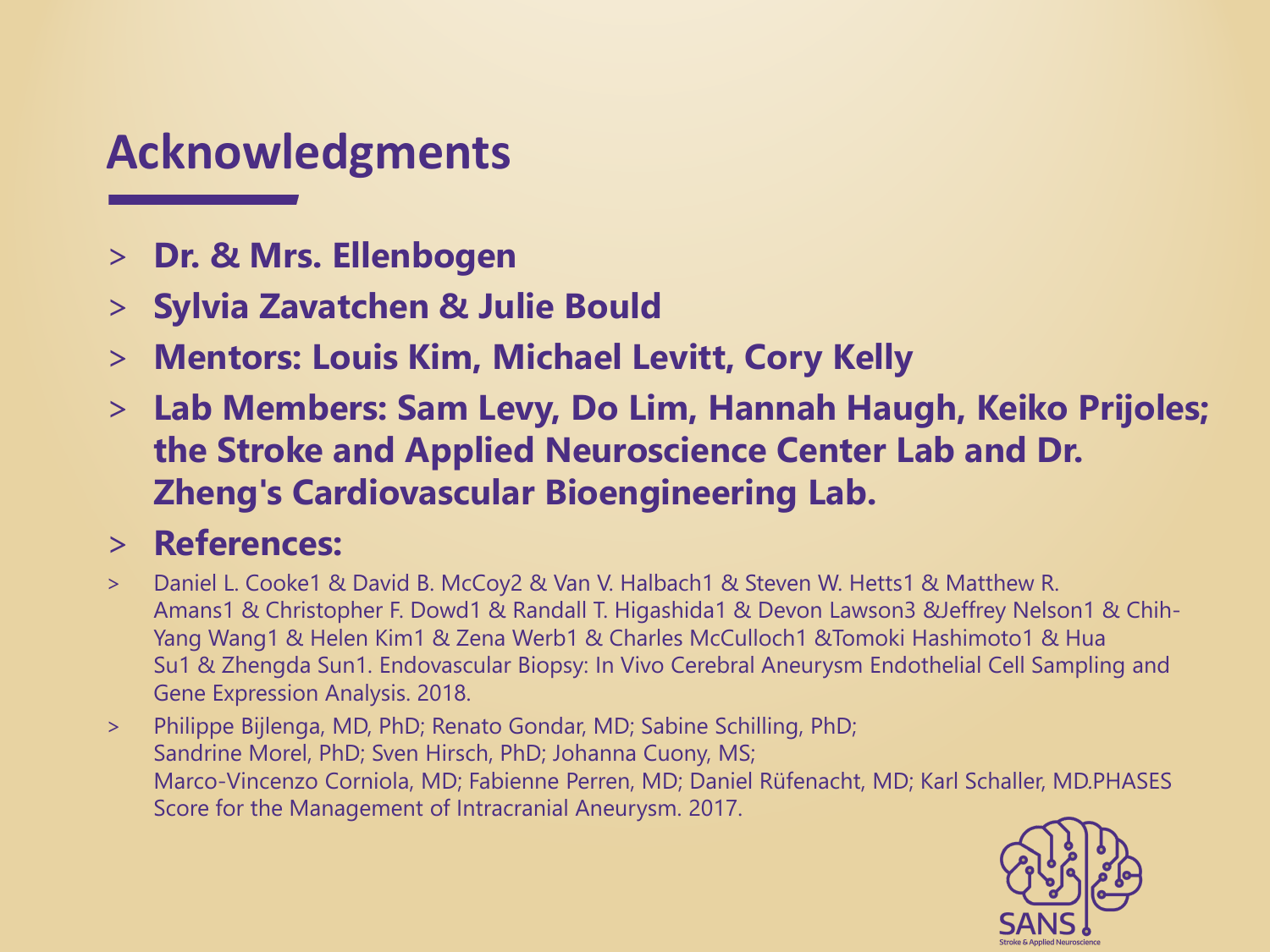# Acknowledgments

- **Dr. & Mrs. Ellenbogen**
- **Sylvia Zavatchen & Julie Bould**
- **Mentors: Louis Kim, Michael Levitt, Cory Kelly**
- **Lab Members: Sam Levy, Do Lim, Hannah Haugh, Keiko Prijoles; the Stroke and Applied Neuroscience Center Lab and Dr. Zheng's Cardiovascular Bioengineering Lab.**
- **References:**
- Daniel L. Cooke1 & David B. McCoy2 & Van V. Halbach1 & Steven W. Hetts1 & Matthew R. Amans1 & Christopher F. Dowd1 & Randall T. Higashida1 & Devon Lawson3 &Jeffrey Nelson1 & Chih-Yang Wang1 & Helen Kim1 & Zena Werb1 & Charles McCulloch1 &Tomoki Hashimoto1 & Hua Su1 & Zhengda Sun1. Endovascular Biopsy: In Vivo Cerebral Aneurysm Endothelial Cell Sampling and Gene Expression Analysis. 2018.
- Philippe Bijlenga, MD, PhD; Renato Gondar, MD; Sabine Schilling, PhD; Sandrine Morel, PhD; Sven Hirsch, PhD; Johanna Cuony, MS; Marco-Vincenzo Corniola, MD; Fabienne Perren, MD; Daniel Rüfenacht, MD; Karl Schaller, MD.PHASES Score for the Management of Intracranial Aneurysm. 2017.

SANS
Stroke & Applied Neuroscience